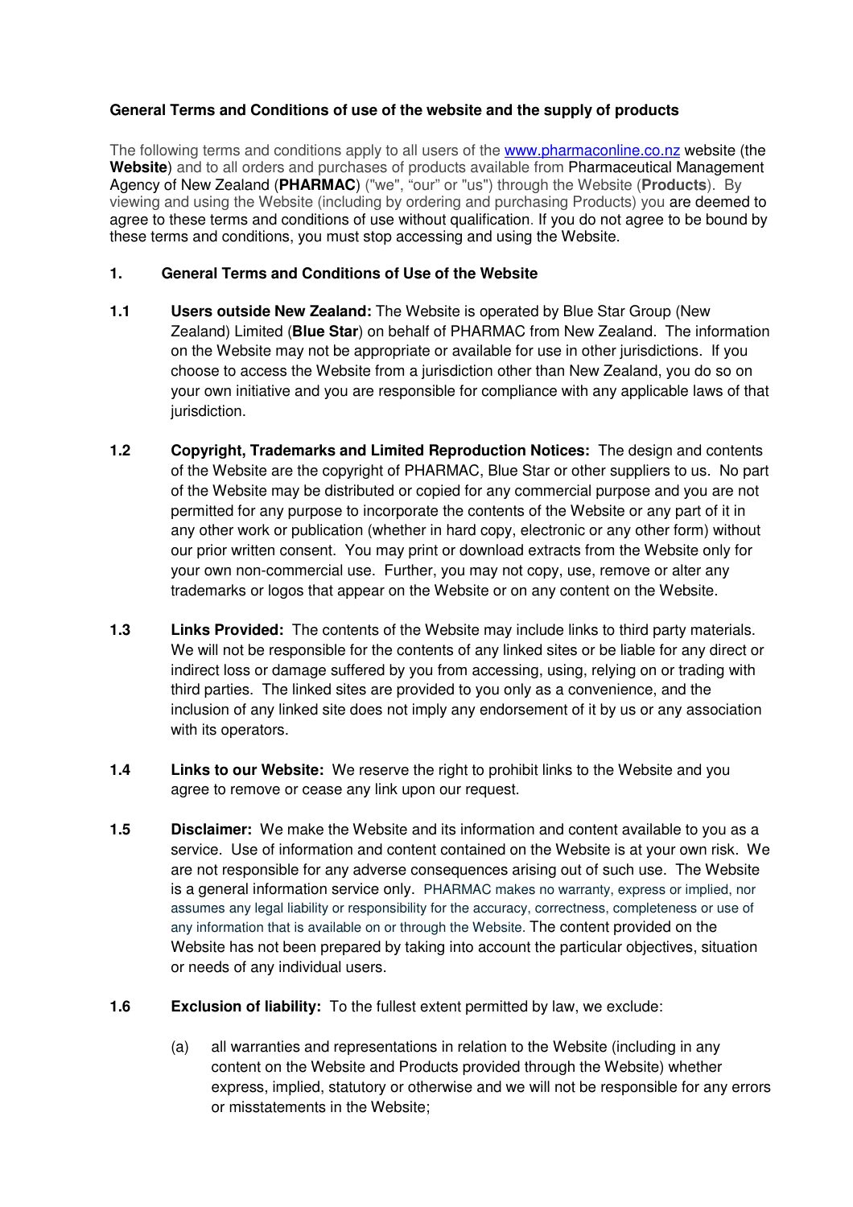**General Terms and Conditions of use of the website and the supply of products**

The following terms and conditions apply to all users of the [www.pharmaconline.co.nz](http://www.pharmaconline.co.nz) website (the **Website**) and to all orders and purchases of products available from Pharmaceutical Management Agency of New Zealand (**PHARMAC**) ("we", "our" or "us") through the Website (**Products**). By viewing and using the Website (including by ordering and purchasing Products) you are deemed to agree to these terms and conditions of use without qualification. If you do not agree to be bound by these terms and conditions, you must stop accessing and using the Website.

## 1. General Terms and Conditions of Use of the Website

**1.1 Users outside New Zealand:** The Website is operated by Blue Star Group (New Zealand) Limited (**Blue Star**) on behalf of PHARMAC from New Zealand. The information on the Website may not be appropriate or available for use in other jurisdictions. If you choose to access the Website from a jurisdiction other than New Zealand, you do so on your own initiative and you are responsible for compliance with any applicable laws of that jurisdiction.

**1.2 Copyright, Trademarks and Limited Reproduction Notices:** The design and contents of the Website are the copyright of PHARMAC, Blue Star or other suppliers to us. No part of the Website may be distributed or copied for any commercial purpose and you are not permitted for any purpose to incorporate the contents of the Website or any part of it in any other work or publication (whether in hard copy, electronic or any other form) without our prior written consent. You may print or download extracts from the Website only for your own non-commercial use. Further, you may not copy, use, remove or alter any trademarks or logos that appear on the Website or on any content on the Website.

**1.3 Links Provided:** The contents of the Website may include links to third party materials. We will not be responsible for the contents of any linked sites or be liable for any direct or indirect loss or damage suffered by you from accessing, using, relying on or trading with third parties. The linked sites are provided to you only as a convenience, and the inclusion of any linked site does not imply any endorsement of it by us or any association with its operators.

**1.4 Links to our Website:** We reserve the right to prohibit links to the Website and you agree to remove or cease any link upon our request.

**1.5 Disclaimer:** We make the Website and its information and content available to you as a service. Use of information and content contained on the Website is at your own risk. We are not responsible for any adverse consequences arising out of such use. The Website is a general information service only. PHARMAC makes no warranty, express or implied, nor assumes any legal liability or responsibility for the accuracy, correctness, completeness or use of any information that is available on or through the Website. The content provided on the Website has not been prepared by taking into account the particular objectives, situation or needs of any individual users.

**1.6 Exclusion of liability:** To the fullest extent permitted by law, we exclude:

(a) all warranties and representations in relation to the Website (including in any content on the Website and Products provided through the Website) whether express, implied, statutory or otherwise and we will not be responsible for any errors or misstatements in the Website;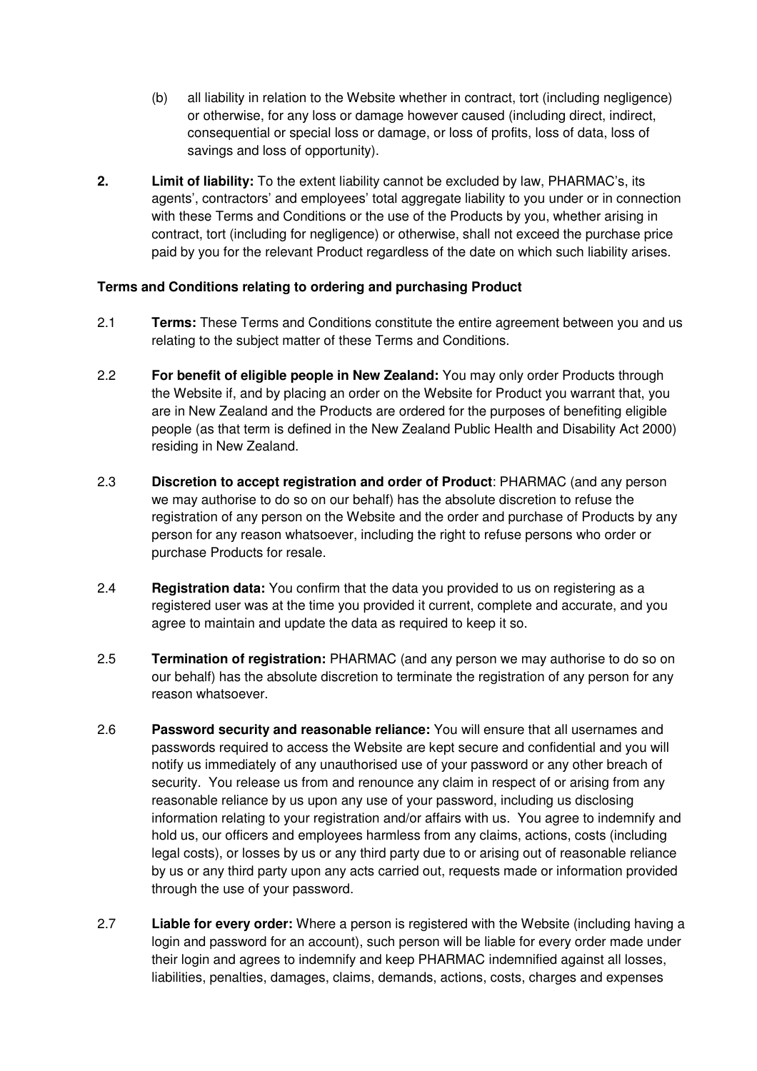(b) all liability in relation to the Website whether in contract, tort (including negligence) or otherwise, for any loss or damage however caused (including direct, indirect, consequential or special loss or damage, or loss of profits, loss of data, loss of savings and loss of opportunity).

**2. Limit of liability:** To the extent liability cannot be excluded by law, PHARMAC's, its agents', contractors' and employees' total aggregate liability to you under or in connection with these Terms and Conditions or the use of the Products by you, whether arising in contract, tort (including for negligence) or otherwise, shall not exceed the purchase price paid by you for the relevant Product regardless of the date on which such liability arises.

**Terms and Conditions relating to ordering and purchasing Product**

2.1 **Terms:** These Terms and Conditions constitute the entire agreement between you and us relating to the subject matter of these Terms and Conditions.

2.2 **For benefit of eligible people in New Zealand:** You may only order Products through the Website if, and by placing an order on the Website for Product you warrant that, you are in New Zealand and the Products are ordered for the purposes of benefiting eligible people (as that term is defined in the New Zealand Public Health and Disability Act 2000) residing in New Zealand.

2.3 **Discretion to accept registration and order of Product**: PHARMAC (and any person we may authorise to do so on our behalf) has the absolute discretion to refuse the registration of any person on the Website and the order and purchase of Products by any person for any reason whatsoever, including the right to refuse persons who order or purchase Products for resale.

2.4 **Registration data:** You confirm that the data you provided to us on registering as a registered user was at the time you provided it current, complete and accurate, and you agree to maintain and update the data as required to keep it so.

2.5 **Termination of registration:** PHARMAC (and any person we may authorise to do so on our behalf) has the absolute discretion to terminate the registration of any person for any reason whatsoever.

2.6 **Password security and reasonable reliance:** You will ensure that all usernames and passwords required to access the Website are kept secure and confidential and you will notify us immediately of any unauthorised use of your password or any other breach of security. You release us from and renounce any claim in respect of or arising from any reasonable reliance by us upon any use of your password, including us disclosing information relating to your registration and/or affairs with us. You agree to indemnify and hold us, our officers and employees harmless from any claims, actions, costs (including legal costs), or losses by us or any third party due to or arising out of reasonable reliance by us or any third party upon any acts carried out, requests made or information provided through the use of your password.

2.7 **Liable for every order:** Where a person is registered with the Website (including having a login and password for an account), such person will be liable for every order made under their login and agrees to indemnify and keep PHARMAC indemnified against all losses, liabilities, penalties, damages, claims, demands, actions, costs, charges and expenses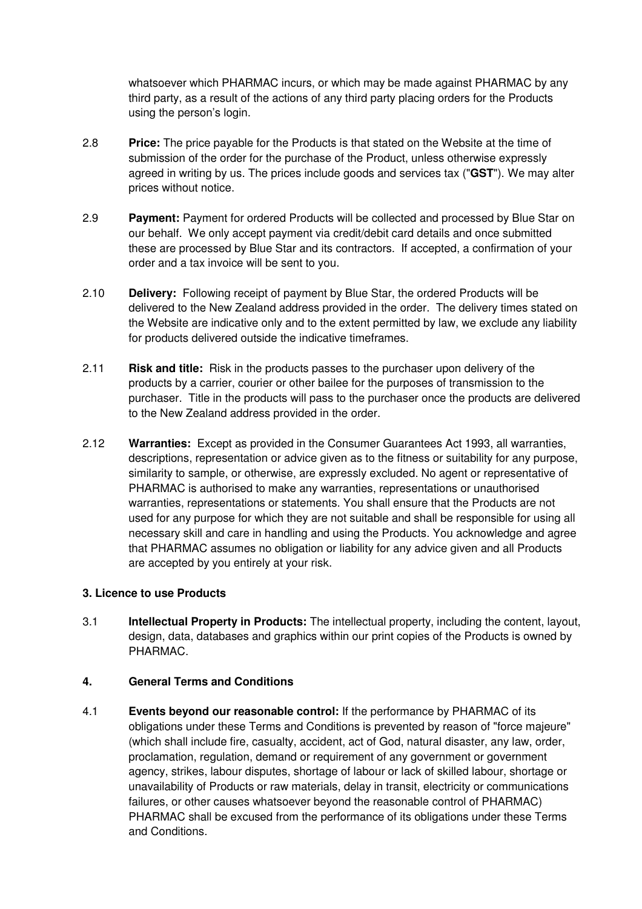whatsoever which PHARMAC incurs, or which may be made against PHARMAC by any third party, as a result of the actions of any third party placing orders for the Products using the person's login.

2.8 **Price:** The price payable for the Products is that stated on the Website at the time of submission of the order for the purchase of the Product, unless otherwise expressly agreed in writing by us. The prices include goods and services tax ("**GST**"). We may alter prices without notice.

2.9 **Payment:** Payment for ordered Products will be collected and processed by Blue Star on our behalf. We only accept payment via credit/debit card details and once submitted these are processed by Blue Star and its contractors. If accepted, a confirmation of your order and a tax invoice will be sent to you.

2.10 **Delivery:** Following receipt of payment by Blue Star, the ordered Products will be delivered to the New Zealand address provided in the order. The delivery times stated on the Website are indicative only and to the extent permitted by law, we exclude any liability for products delivered outside the indicative timeframes.

2.11 **Risk and title:** Risk in the products passes to the purchaser upon delivery of the products by a carrier, courier or other bailee for the purposes of transmission to the purchaser. Title in the products will pass to the purchaser once the products are delivered to the New Zealand address provided in the order.

2.12 **Warranties:** Except as provided in the Consumer Guarantees Act 1993, all warranties, descriptions, representation or advice given as to the fitness or suitability for any purpose, similarity to sample, or otherwise, are expressly excluded. No agent or representative of PHARMAC is authorised to make any warranties, representations or unauthorised warranties, representations or statements. You shall ensure that the Products are not used for any purpose for which they are not suitable and shall be responsible for using all necessary skill and care in handling and using the Products. You acknowledge and agree that PHARMAC assumes no obligation or liability for any advice given and all Products are accepted by you entirely at your risk.

### 3. Licence to use Products

3.1 **Intellectual Property in Products:** The intellectual property, including the content, layout, design, data, databases and graphics within our print copies of the Products is owned by PHARMAC.

### 4. General Terms and Conditions

4.1 **Events beyond our reasonable control:** If the performance by PHARMAC of its obligations under these Terms and Conditions is prevented by reason of "force majeure" (which shall include fire, casualty, accident, act of God, natural disaster, any law, order, proclamation, regulation, demand or requirement of any government or government agency, strikes, labour disputes, shortage of labour or lack of skilled labour, shortage or unavailability of Products or raw materials, delay in transit, electricity or communications failures, or other causes whatsoever beyond the reasonable control of PHARMAC) PHARMAC shall be excused from the performance of its obligations under these Terms and Conditions.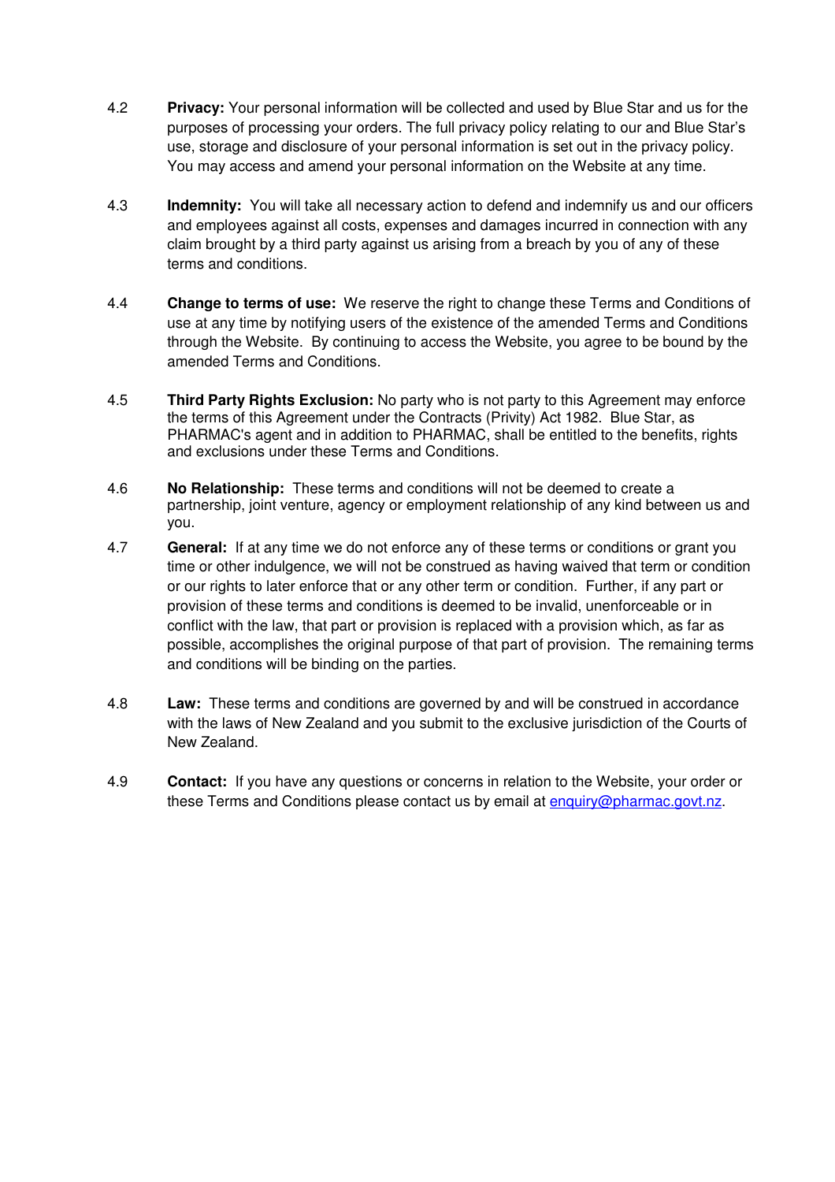4.2 **Privacy:** Your personal information will be collected and used by Blue Star and us for the purposes of processing your orders. The full privacy policy relating to our and Blue Star's use, storage and disclosure of your personal information is set out in the privacy policy. You may access and amend your personal information on the Website at any time.

4.3 **Indemnity:** You will take all necessary action to defend and indemnify us and our officers and employees against all costs, expenses and damages incurred in connection with any claim brought by a third party against us arising from a breach by you of any of these terms and conditions.

4.4 **Change to terms of use:** We reserve the right to change these Terms and Conditions of use at any time by notifying users of the existence of the amended Terms and Conditions through the Website. By continuing to access the Website, you agree to be bound by the amended Terms and Conditions.

4.5 **Third Party Rights Exclusion:** No party who is not party to this Agreement may enforce the terms of this Agreement under the Contracts (Privity) Act 1982. Blue Star, as PHARMAC's agent and in addition to PHARMAC, shall be entitled to the benefits, rights and exclusions under these Terms and Conditions.

4.6 **No Relationship:** These terms and conditions will not be deemed to create a partnership, joint venture, agency or employment relationship of any kind between us and you.

4.7 **General:** If at any time we do not enforce any of these terms or conditions or grant you time or other indulgence, we will not be construed as having waived that term or condition or our rights to later enforce that or any other term or condition. Further, if any part or provision of these terms and conditions is deemed to be invalid, unenforceable or in conflict with the law, that part or provision is replaced with a provision which, as far as possible, accomplishes the original purpose of that part of provision. The remaining terms and conditions will be binding on the parties.

4.8 **Law:** These terms and conditions are governed by and will be construed in accordance with the laws of New Zealand and you submit to the exclusive jurisdiction of the Courts of New Zealand.

4.9 **Contact:** If you have any questions or concerns in relation to the Website, your order or these Terms and Conditions please contact us by email at enquiry@pharmac.govt.nz.